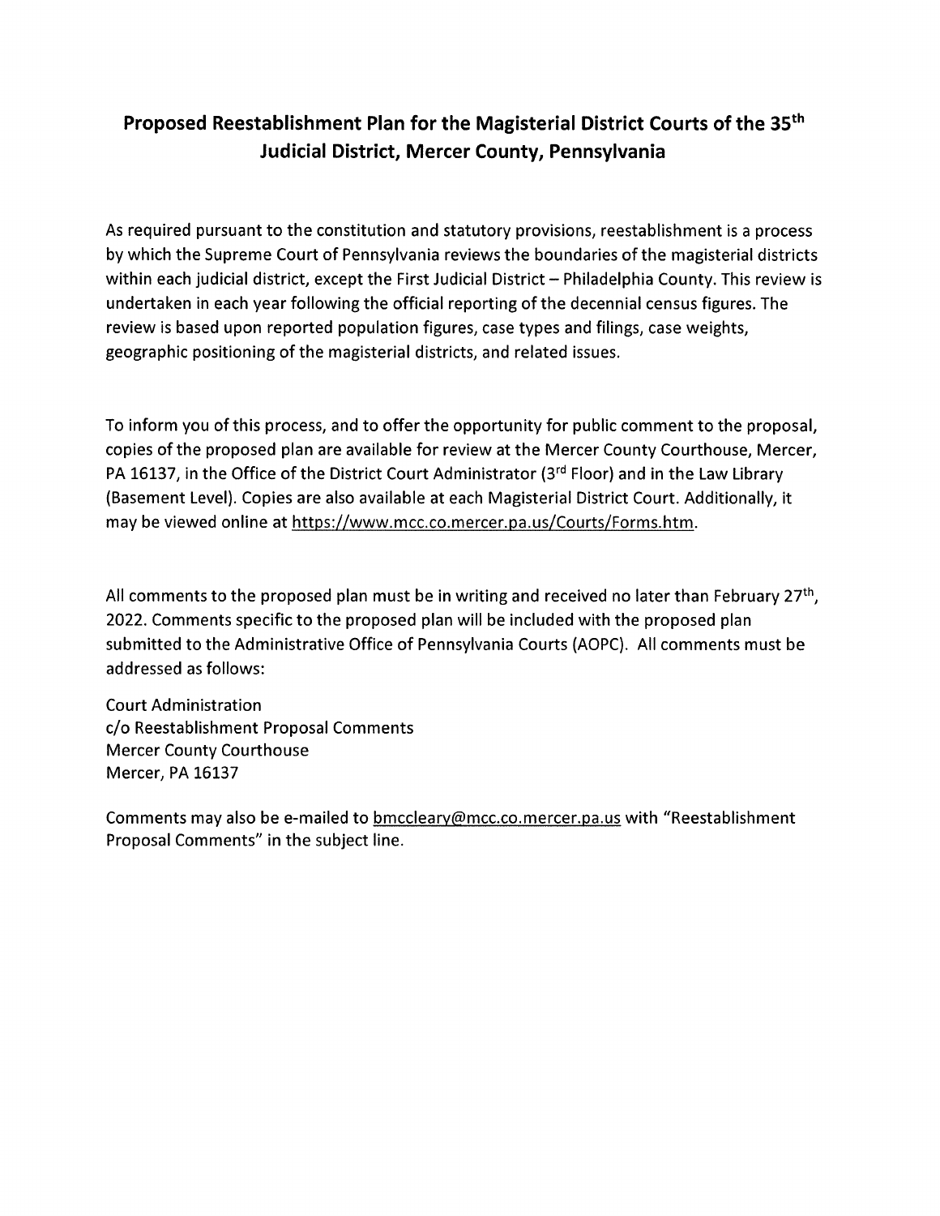# Proposed Reestablishment Plan for the Magisterial District Courts of the 35th Judicial District, Mercer County, Pennsylvania

As required pursuant to the constitution and statutory provisions, reestablishment is a process by which the Supreme Court of Pennsylvania reviews the boundaries of the magisterial districts within each judicial district, except the First Judicial District – Philadelphia County. This review is undertaken in each year following the official reporting of the decennial census figures. The review is based upon reported population figures, case types and filings, case weights, geographic positioning of the magisterial districts, and related issues.

To inform you of this process, and to offer the opportunity for public comment to the proposal, copies of the proposed plan are available for review at the Mercer County Courthouse, Mercer, PA 16137, in the Office of the District Court Administrator (3rd Floor) and in the Law Library (Basement Level). Copies are also available at each Magisterial District Court. Additionally, it may be viewed online at https://www.mcc.co.mercer.pa.us/Courts/Forms.htm.

All comments to the proposed plan must be in writing and received no later than February 27th, 2022. Comments specific to the proposed plan will be included with the proposed plan submitted to the Administrative Office of Pennsylvania Courts (AOPC). All comments must be addressed as follows:

Court Administration
c/o Reestablishment Proposal Comments
Mercer County Courthouse
Mercer, PA 16137

Comments may also be e-mailed to bmccleary@mcc.co.mercer.pa.us with "Reestablishment Proposal Comments" in the subject line.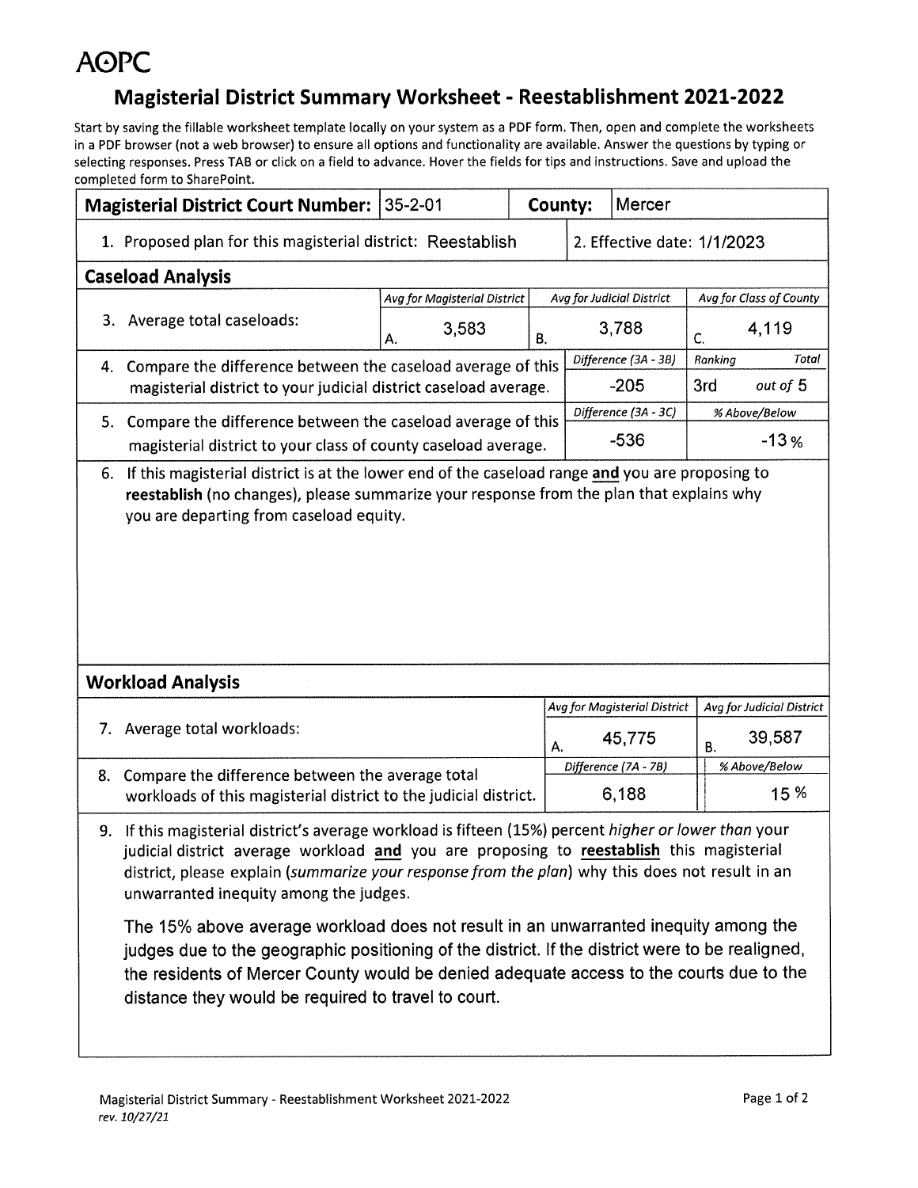AOPC

# Magisterial District Summary Worksheet - Reestablishment 2021-2022

Start by saving the fillable worksheet template locally on your system as a PDF form. Then, open and complete the worksheets in a PDF browser (not a web browser) to ensure all options and functionality are available. Answer the questions by typing or selecting responses. Press TAB or click on a field to advance. Hover the fields for tips and instructions. Save and upload the completed form to SharePoint.

| **Magisterial District Court Number:** | 35-2-01 | **County:** | Mercer |
|---|---|---|---|

1. Proposed plan for this magisterial district: Reestablish
2. Effective date: 1/1/2023

## Caseload Analysis

| | *Avg for Magisterial District* | *Avg for Judicial District* | *Avg for Class of County* |
|---|---|---|---|
| 3. Average total caseloads: | A. 3,583 | B. 3,788 | C. 4,119 |

| | *Difference (3A - 3B)* | *Ranking* | *Total* |
|---|---|---|---|
| 4. Compare the difference between the caseload average of this magisterial district to your judicial district caseload average. | -205 | 3rd | out of 5 |

| | *Difference (3A - 3C)* | *% Above/Below* |
|---|---|---|
| 5. Compare the difference between the caseload average of this magisterial district to your class of county caseload average. | -536 | -13 % |

6. If this magisterial district is at the lower end of the caseload range **and** you are proposing to **reestablish** (no changes), please summarize your response from the plan that explains why you are departing from caseload equity.

## Workload Analysis

| | *Avg for Magisterial District* | *Avg for Judicial District* |
|---|---|---|
| 7. Average total workloads: | A. 45,775 | B. 39,587 |

| | *Difference (7A - 7B)* | *% Above/Below* |
|---|---|---|
| 8. Compare the difference between the average total workloads of this magisterial district to the judicial district. | 6,188 | 15 % |

9. If this magisterial district's average workload is fifteen (15%) percent *higher or lower than* your judicial district average workload **and** you are proposing to **reestablish** this magisterial district, please explain (*summarize your response from the plan*) why this does not result in an unwarranted inequity among the judges.

The 15% above average workload does not result in an unwarranted inequity among the judges due to the geographic positioning of the district. If the district were to be realigned, the residents of Mercer County would be denied adequate access to the courts due to the distance they would be required to travel to court.

Magisterial District Summary - Reestablishment Worksheet 2021-2022
*rev. 10/27/21*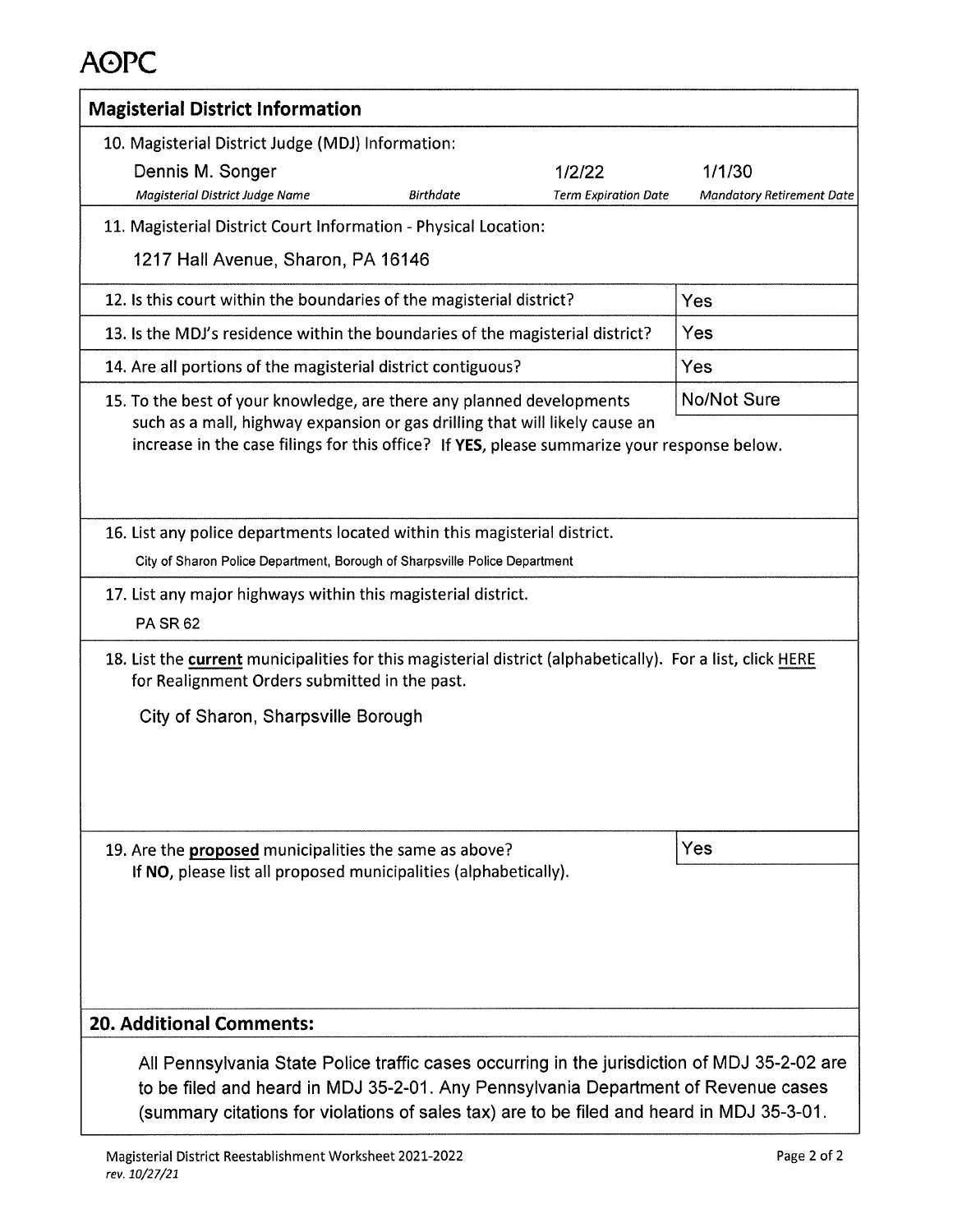# AOPC

## Magisterial District Information

10. Magisterial District Judge (MDJ) Information:

| Magisterial District Judge Name | Birthdate | Term Expiration Date | Mandatory Retirement Date |
|---|---|---|---|
| Dennis M. Songer | | 1/2/22 | 1/1/30 |

11. Magisterial District Court Information - Physical Location:

1217 Hall Avenue, Sharon, PA 16146

| Question | Answer |
|---|---|
| 12. Is this court within the boundaries of the magisterial district? | Yes |
| 13. Is the MDJ's residence within the boundaries of the magisterial district? | Yes |
| 14. Are all portions of the magisterial district contiguous? | Yes |
| 15. To the best of your knowledge, are there any planned developments such as a mall, highway expansion or gas drilling that will likely cause an increase in the case filings for this office? If **YES**, please summarize your response below. | No/Not Sure |

16. List any police departments located within this magisterial district.

City of Sharon Police Department, Borough of Sharpsville Police Department

17. List any major highways within this magisterial district.

PA SR 62

18. List the **current** municipalities for this magisterial district (alphabetically). For a list, click HERE for Realignment Orders submitted in the past.

City of Sharon, Sharpsville Borough

19. Are the **proposed** municipalities the same as above? If **NO**, please list all proposed municipalities (alphabetically).

Yes

## 20. Additional Comments:

All Pennsylvania State Police traffic cases occurring in the jurisdiction of MDJ 35-2-02 are to be filed and heard in MDJ 35-2-01. Any Pennsylvania Department of Revenue cases (summary citations for violations of sales tax) are to be filed and heard in MDJ 35-3-01.

Magisterial District Reestablishment Worksheet 2021-2022
*rev. 10/27/21*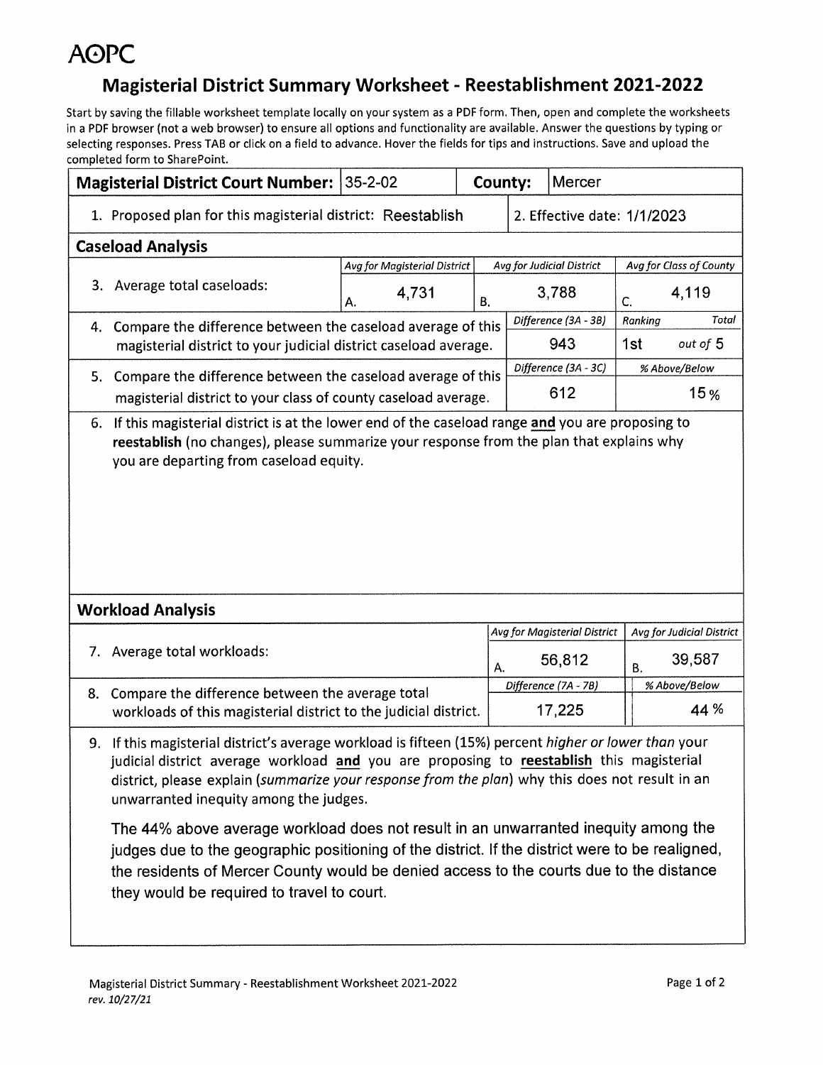AOPC

# Magisterial District Summary Worksheet - Reestablishment 2021-2022

Start by saving the fillable worksheet template locally on your system as a PDF form. Then, open and complete the worksheets in a PDF browser (not a web browser) to ensure all options and functionality are available. Answer the questions by typing or selecting responses. Press TAB or click on a field to advance. Hover the fields for tips and instructions. Save and upload the completed form to SharePoint.

| **Magisterial District Court Number:** | 35-2-02 | **County:** | Mercer |
|---|---|---|---|

1. Proposed plan for this magisterial district: Reestablish
2. Effective date: 1/1/2023

## Caseload Analysis

| | *Avg for Magisterial District* | *Avg for Judicial District* | *Avg for Class of County* |
|---|---|---|---|
| 3. Average total caseloads: | A. 4,731 | B. 3,788 | C. 4,119 |

| | *Difference (3A - 3B)* | *Ranking* | *Total* |
|---|---|---|---|
| 4. Compare the difference between the caseload average of this magisterial district to your judicial district caseload average. | 943 | 1st | out of 5 |

| | *Difference (3A - 3C)* | *% Above/Below* |
|---|---|---|
| 5. Compare the difference between the caseload average of this magisterial district to your class of county caseload average. | 612 | 15 % |

6. If this magisterial district is at the lower end of the caseload range **and** you are proposing to **reestablish** (no changes), please summarize your response from the plan that explains why you are departing from caseload equity.

## Workload Analysis

| | *Avg for Magisterial District* | *Avg for Judicial District* |
|---|---|---|
| 7. Average total workloads: | A. 56,812 | B. 39,587 |

| | *Difference (7A - 7B)* | *% Above/Below* |
|---|---|---|
| 8. Compare the difference between the average total workloads of this magisterial district to the judicial district. | 17,225 | 44 % |

9. If this magisterial district's average workload is fifteen (15%) percent *higher or lower than* your judicial district average workload **and** you are proposing to **reestablish** this magisterial district, please explain (*summarize your response from the plan*) why this does not result in an unwarranted inequity among the judges.

The 44% above average workload does not result in an unwarranted inequity among the judges due to the geographic positioning of the district. If the district were to be realigned, the residents of Mercer County would be denied access to the courts due to the distance they would be required to travel to court.

Magisterial District Summary - Reestablishment Worksheet 2021-2022
*rev. 10/27/21*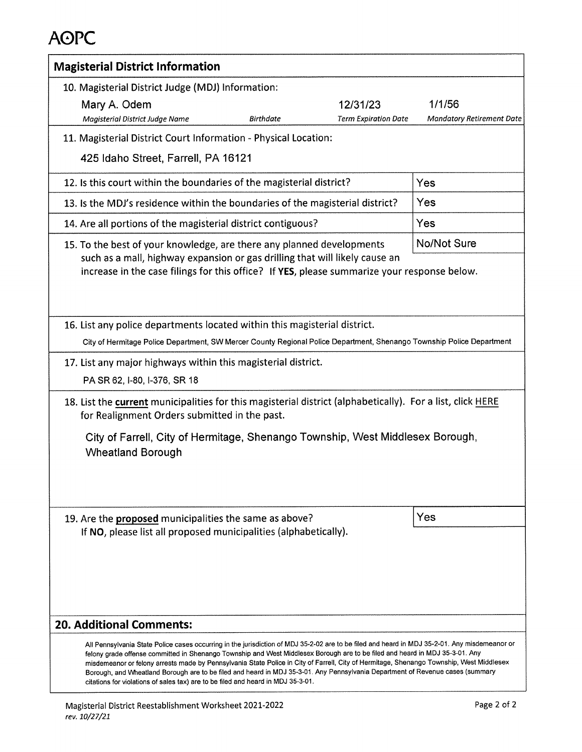AOPC

## Magisterial District Information

10. Magisterial District Judge (MDJ) Information:

| Magisterial District Judge Name | Birthdate | Term Expiration Date | Mandatory Retirement Date |
|---|---|---|---|
| Mary A. Odem | | 12/31/23 | 1/1/56 |

11. Magisterial District Court Information - Physical Location:

425 Idaho Street, Farrell, PA 16121

| | |
|---|---|
| 12. Is this court within the boundaries of the magisterial district? | Yes |
| 13. Is the MDJ's residence within the boundaries of the magisterial district? | Yes |
| 14. Are all portions of the magisterial district contiguous? | Yes |
| 15. To the best of your knowledge, are there any planned developments such as a mall, highway expansion or gas drilling that will likely cause an increase in the case filings for this office? If **YES**, please summarize your response below. | No/Not Sure |

16. List any police departments located within this magisterial district.

City of Hermitage Police Department, SW Mercer County Regional Police Department, Shenango Township Police Department

17. List any major highways within this magisterial district.

PA SR 62, I-80, I-376, SR 18

18. List the **current** municipalities for this magisterial district (alphabetically). For a list, click HERE for Realignment Orders submitted in the past.

City of Farrell, City of Hermitage, Shenango Township, West Middlesex Borough, Wheatland Borough

19. Are the **proposed** municipalities the same as above? If **NO**, please list all proposed municipalities (alphabetically). — Yes

## 20. Additional Comments:

All Pennsylvania State Police cases occurring in the jurisdiction of MDJ 35-2-02 are to be filed and heard in MDJ 35-2-01. Any misdemeanor or felony grade offense committed in Shenango Township and West Middlesex Borough are to be filed and heard in MDJ 35-3-01. Any misdemeanor or felony arrests made by Pennsylvania State Police in City of Farrell, City of Hermitage, Shenango Township, West Middlesex Borough, and Wheatland Borough are to be filed and heard in MDJ 35-3-01. Any Pennsylvania Department of Revenue cases (summary citations for violations of sales tax) are to be filed and heard in MDJ 35-3-01.

Magisterial District Reestablishment Worksheet 2021-2022
*rev. 10/27/21*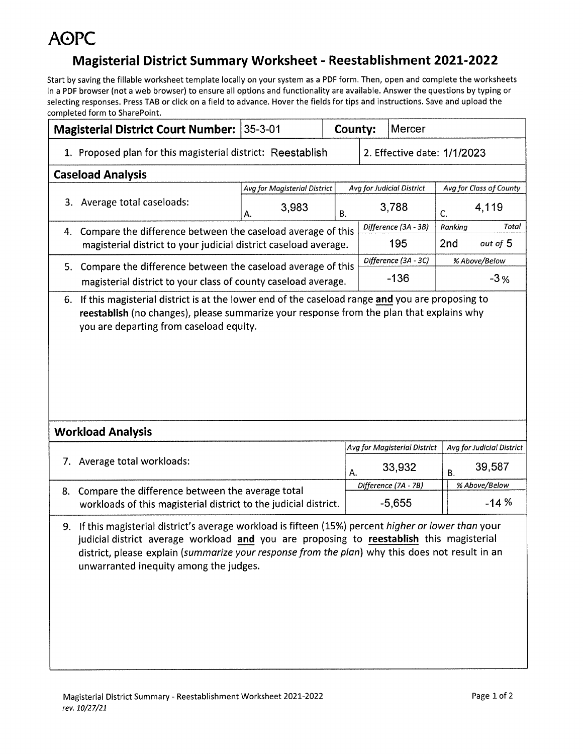AOPC

# Magisterial District Summary Worksheet - Reestablishment 2021-2022

Start by saving the fillable worksheet template locally on your system as a PDF form. Then, open and complete the worksheets in a PDF browser (not a web browser) to ensure all options and functionality are available. Answer the questions by typing or selecting responses. Press TAB or click on a field to advance. Hover the fields for tips and instructions. Save and upload the completed form to SharePoint.

| **Magisterial District Court Number:** | 35-3-01 | **County:** | Mercer |
|---|---|---|---|
| 1. Proposed plan for this magisterial district: Reestablish | | 2. Effective date: 1/1/2023 | |

## Caseload Analysis

| | *Avg for Magisterial District* | *Avg for Judicial District* | *Avg for Class of County* |
|---|---|---|---|
| 3. Average total caseloads: | A. 3,983 | B. 3,788 | C. 4,119 |

| | *Difference (3A - 3B)* | *Ranking* | *Total* |
|---|---|---|---|
| 4. Compare the difference between the caseload average of this magisterial district to your judicial district caseload average. | 195 | 2nd | *out of* 5 |

| | *Difference (3A - 3C)* | *% Above/Below* |
|---|---|---|
| 5. Compare the difference between the caseload average of this magisterial district to your class of county caseload average. | -136 | -3 % |

6. If this magisterial district is at the lower end of the caseload range **and** you are proposing to **reestablish** (no changes), please summarize your response from the plan that explains why you are departing from caseload equity.

## Workload Analysis

| | *Avg for Magisterial District* | *Avg for Judicial District* |
|---|---|---|
| 7. Average total workloads: | A. 33,932 | B. 39,587 |

| | *Difference (7A - 7B)* | *% Above/Below* |
|---|---|---|
| 8. Compare the difference between the average total workloads of this magisterial district to the judicial district. | -5,655 | -14 % |

9. If this magisterial district's average workload is fifteen (15%) percent *higher or lower than* your judicial district average workload **and** you are proposing to **reestablish** this magisterial district, please explain (*summarize your response from the plan*) why this does not result in an unwarranted inequity among the judges.

Magisterial District Summary - Reestablishment Worksheet 2021-2022
*rev. 10/27/21*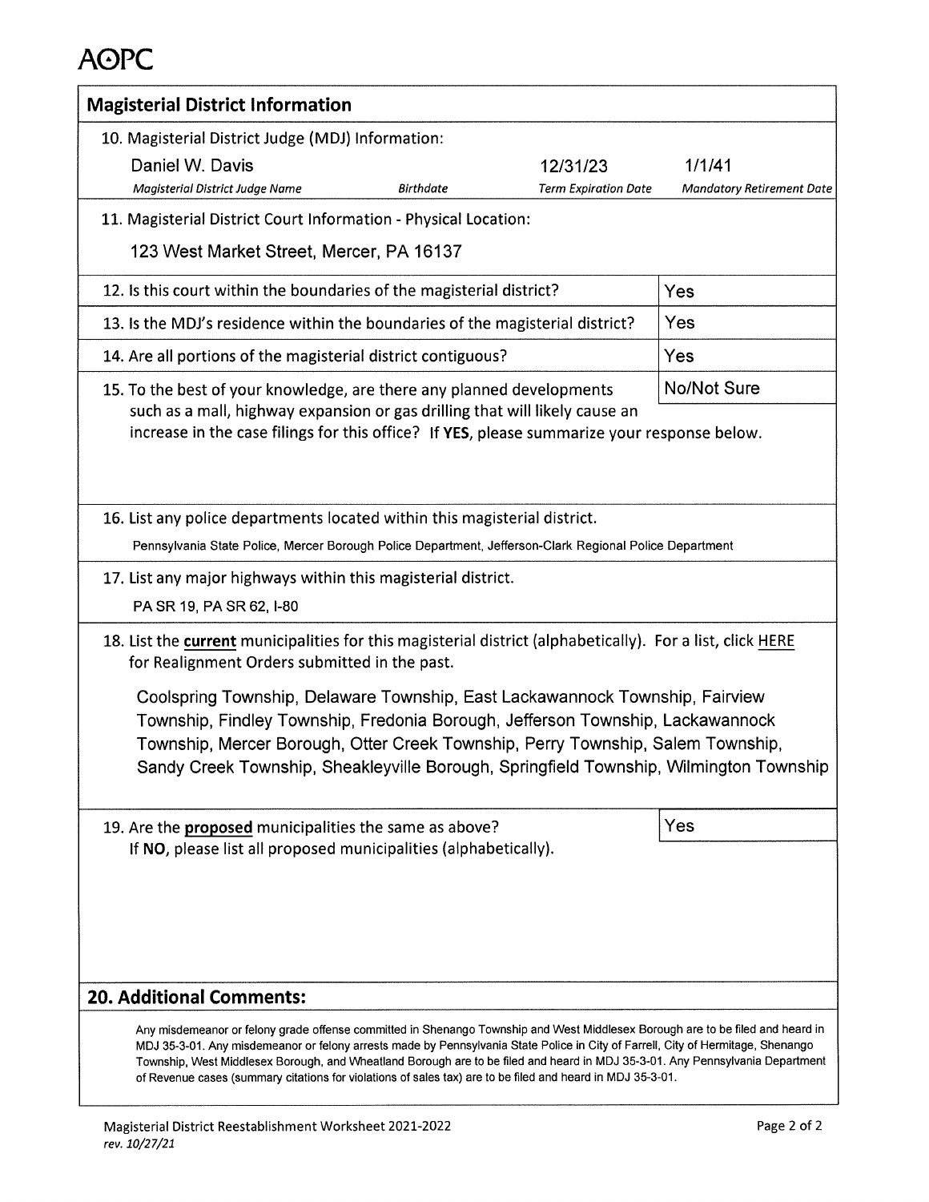# AOPC

## Magisterial District Information

10. Magisterial District Judge (MDJ) Information:

| Magisterial District Judge Name | Birthdate | Term Expiration Date | Mandatory Retirement Date |
| --- | --- | --- | --- |
| Daniel W. Davis | | 12/31/23 | 1/1/41 |

11. Magisterial District Court Information - Physical Location:

123 West Market Street, Mercer, PA 16137

| | |
| --- | --- |
| 12. Is this court within the boundaries of the magisterial district? | Yes |
| 13. Is the MDJ's residence within the boundaries of the magisterial district? | Yes |
| 14. Are all portions of the magisterial district contiguous? | Yes |
| 15. To the best of your knowledge, are there any planned developments such as a mall, highway expansion or gas drilling that will likely cause an increase in the case filings for this office? If **YES**, please summarize your response below. | No/Not Sure |

16. List any police departments located within this magisterial district.

Pennsylvania State Police, Mercer Borough Police Department, Jefferson-Clark Regional Police Department

17. List any major highways within this magisterial district.

PA SR 19, PA SR 62, I-80

18. List the **current** municipalities for this magisterial district (alphabetically). For a list, click HERE for Realignment Orders submitted in the past.

Coolspring Township, Delaware Township, East Lackawannock Township, Fairview Township, Findley Township, Fredonia Borough, Jefferson Township, Lackawannock Township, Mercer Borough, Otter Creek Township, Perry Township, Salem Township, Sandy Creek Township, Sheakleyville Borough, Springfield Township, Wilmington Township

19. Are the **proposed** municipalities the same as above? If **NO**, please list all proposed municipalities (alphabetically). — Yes

## 20. Additional Comments:

Any misdemeanor or felony grade offense committed in Shenango Township and West Middlesex Borough are to be filed and heard in MDJ 35-3-01. Any misdemeanor or felony arrests made by Pennsylvania State Police in City of Farrell, City of Hermitage, Shenango Township, West Middlesex Borough, and Wheatland Borough are to be filed and heard in MDJ 35-3-01. Any Pennsylvania Department of Revenue cases (summary citations for violations of sales tax) are to be filed and heard in MDJ 35-3-01.

Magisterial District Reestablishment Worksheet 2021-2022
*rev. 10/27/21*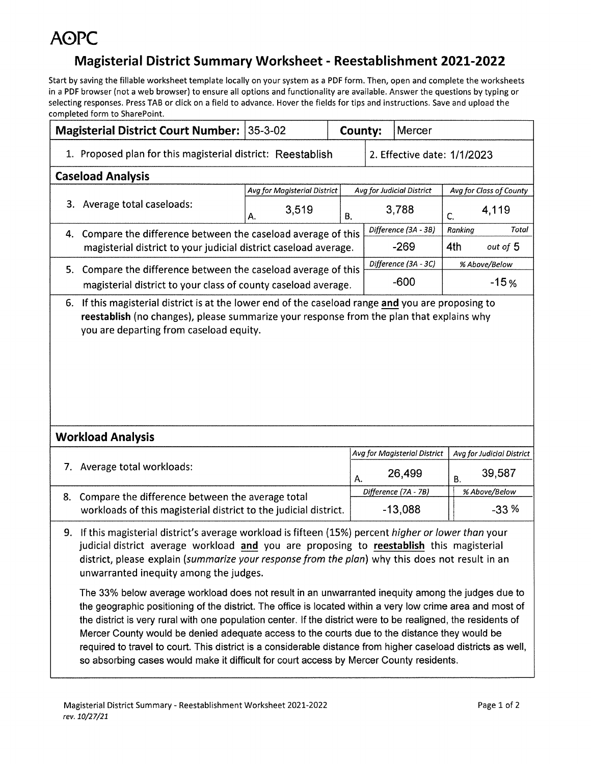AOPC

# Magisterial District Summary Worksheet - Reestablishment 2021-2022

Start by saving the fillable worksheet template locally on your system as a PDF form. Then, open and complete the worksheets in a PDF browser (not a web browser) to ensure all options and functionality are available. Answer the questions by typing or selecting responses. Press TAB or click on a field to advance. Hover the fields for tips and instructions. Save and upload the completed form to SharePoint.

| **Magisterial District Court Number:** | 35-3-02 | **County:** | Mercer |
|---|---|---|---|
| 1. Proposed plan for this magisterial district: Reestablish | | 2. Effective date: 1/1/2023 | |

## Caseload Analysis

| | *Avg for Magisterial District* | *Avg for Judicial District* | *Avg for Class of County* |
|---|---|---|---|
| 3. Average total caseloads: | A. 3,519 | B. 3,788 | C. 4,119 |

| | *Difference (3A - 3B)* | *Ranking* | *Total* |
|---|---|---|---|
| 4. Compare the difference between the caseload average of this magisterial district to your judicial district caseload average. | -269 | 4th | out of 5 |

| | *Difference (3A - 3C)* | *% Above/Below* |
|---|---|---|
| 5. Compare the difference between the caseload average of this magisterial district to your class of county caseload average. | -600 | -15 % |

6. If this magisterial district is at the lower end of the caseload range **and** you are proposing to **reestablish** (no changes), please summarize your response from the plan that explains why you are departing from caseload equity.

## Workload Analysis

| | *Avg for Magisterial District* | *Avg for Judicial District* |
|---|---|---|
| 7. Average total workloads: | A. 26,499 | B. 39,587 |

| | *Difference (7A - 7B)* | *% Above/Below* |
|---|---|---|
| 8. Compare the difference between the average total workloads of this magisterial district to the judicial district. | -13,088 | -33 % |

9. If this magisterial district's average workload is fifteen (15%) percent *higher or lower than* your judicial district average workload **and** you are proposing to **reestablish** this magisterial district, please explain (*summarize your response from the plan*) why this does not result in an unwarranted inequity among the judges.

The 33% below average workload does not result in an unwarranted inequity among the judges due to the geographic positioning of the district. The office is located within a very low crime area and most of the district is very rural with one population center. If the district were to be realigned, the residents of Mercer County would be denied adequate access to the courts due to the distance they would be required to travel to court. This district is a considerable distance from higher caseload districts as well, so absorbing cases would make it difficult for court access by Mercer County residents.

Magisterial District Summary - Reestablishment Worksheet 2021-2022
*rev. 10/27/21*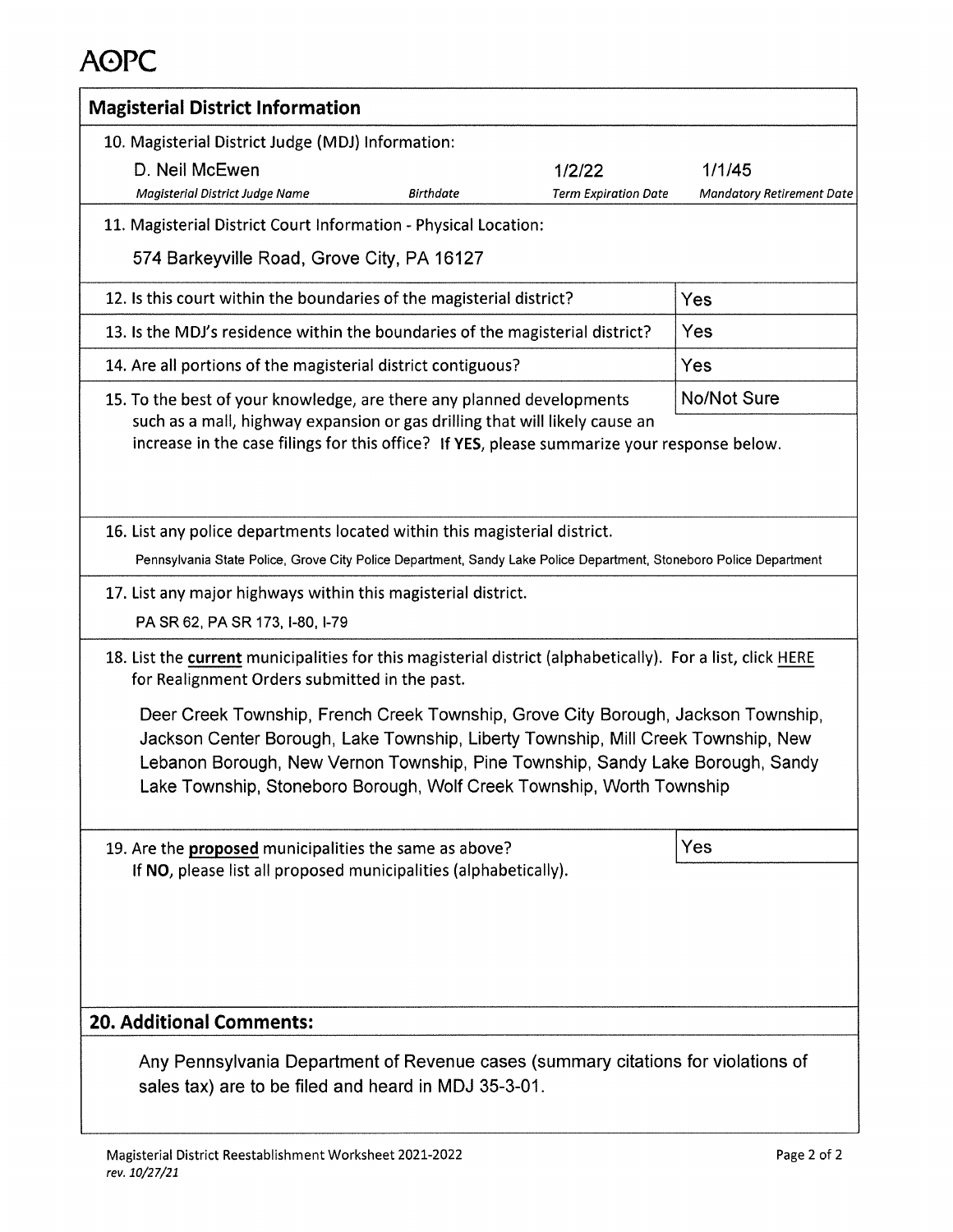AOPC

## Magisterial District Information

10. Magisterial District Judge (MDJ) Information:

| D. Neil McEwen | | 1/2/22 | 1/1/45 |
|---|---|---|---|
| *Magisterial District Judge Name* | *Birthdate* | *Term Expiration Date* | *Mandatory Retirement Date* |

11. Magisterial District Court Information - Physical Location:

574 Barkeyville Road, Grove City, PA 16127

| | |
|---|---|
| 12. Is this court within the boundaries of the magisterial district? | Yes |
| 13. Is the MDJ's residence within the boundaries of the magisterial district? | Yes |
| 14. Are all portions of the magisterial district contiguous? | Yes |
| 15. To the best of your knowledge, are there any planned developments such as a mall, highway expansion or gas drilling that will likely cause an increase in the case filings for this office? **If YES**, please summarize your response below. | No/Not Sure |

16. List any police departments located within this magisterial district.

Pennsylvania State Police, Grove City Police Department, Sandy Lake Police Department, Stoneboro Police Department

17. List any major highways within this magisterial district.

PA SR 62, PA SR 173, I-80, I-79

18. List the **current** municipalities for this magisterial district (alphabetically). For a list, click HERE for Realignment Orders submitted in the past.

Deer Creek Township, French Creek Township, Grove City Borough, Jackson Township, Jackson Center Borough, Lake Township, Liberty Township, Mill Creek Township, New Lebanon Borough, New Vernon Township, Pine Township, Sandy Lake Borough, Sandy Lake Township, Stoneboro Borough, Wolf Creek Township, Worth Township

19. Are the **proposed** municipalities the same as above? **Yes**
If **NO**, please list all proposed municipalities (alphabetically).

## 20. Additional Comments:

Any Pennsylvania Department of Revenue cases (summary citations for violations of sales tax) are to be filed and heard in MDJ 35-3-01.

Magisterial District Reestablishment Worksheet 2021-2022
*rev. 10/27/21*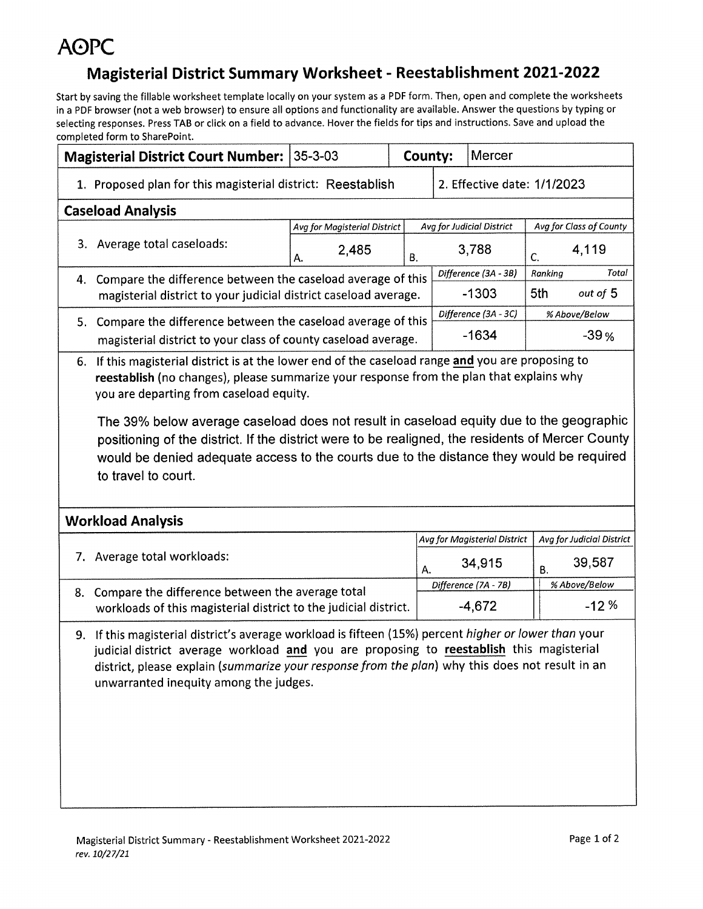AOPC

# Magisterial District Summary Worksheet - Reestablishment 2021-2022

Start by saving the fillable worksheet template locally on your system as a PDF form. Then, open and complete the worksheets in a PDF browser (not a web browser) to ensure all options and functionality are available. Answer the questions by typing or selecting responses. Press TAB or click on a field to advance. Hover the fields for tips and instructions. Save and upload the completed form to SharePoint.

| **Magisterial District Court Number:** | 35-3-03 | **County:** | Mercer |
|---|---|---|---|
| 1. Proposed plan for this magisterial district: Reestablish | | 2. Effective date: 1/1/2023 | |

## Caseload Analysis

| | *Avg for Magisterial District* | *Avg for Judicial District* | *Avg for Class of County* |
|---|---|---|---|
| 3. Average total caseloads: | A. 2,485 | B. 3,788 | C. 4,119 |

| | *Difference (3A - 3B)* | *Ranking* | *Total* |
|---|---|---|---|
| 4. Compare the difference between the caseload average of this magisterial district to your judicial district caseload average. | -1303 | 5th | out of 5 |

| | *Difference (3A - 3C)* | *% Above/Below* |
|---|---|---|
| 5. Compare the difference between the caseload average of this magisterial district to your class of county caseload average. | -1634 | -39 % |

6. If this magisterial district is at the lower end of the caseload range **and** you are proposing to **reestablish** (no changes), please summarize your response from the plan that explains why you are departing from caseload equity.

The 39% below average caseload does not result in caseload equity due to the geographic positioning of the district. If the district were to be realigned, the residents of Mercer County would be denied adequate access to the courts due to the distance they would be required to travel to court.

## Workload Analysis

| | *Avg for Magisterial District* | *Avg for Judicial District* |
|---|---|---|
| 7. Average total workloads: | A. 34,915 | B. 39,587 |

| | *Difference (7A - 7B)* | *% Above/Below* |
|---|---|---|
| 8. Compare the difference between the average total workloads of this magisterial district to the judicial district. | -4,672 | -12 % |

9. If this magisterial district's average workload is fifteen (15%) percent *higher or lower than* your judicial district average workload **and** you are proposing to **reestablish** this magisterial district, please explain (*summarize your response from the plan*) why this does not result in an unwarranted inequity among the judges.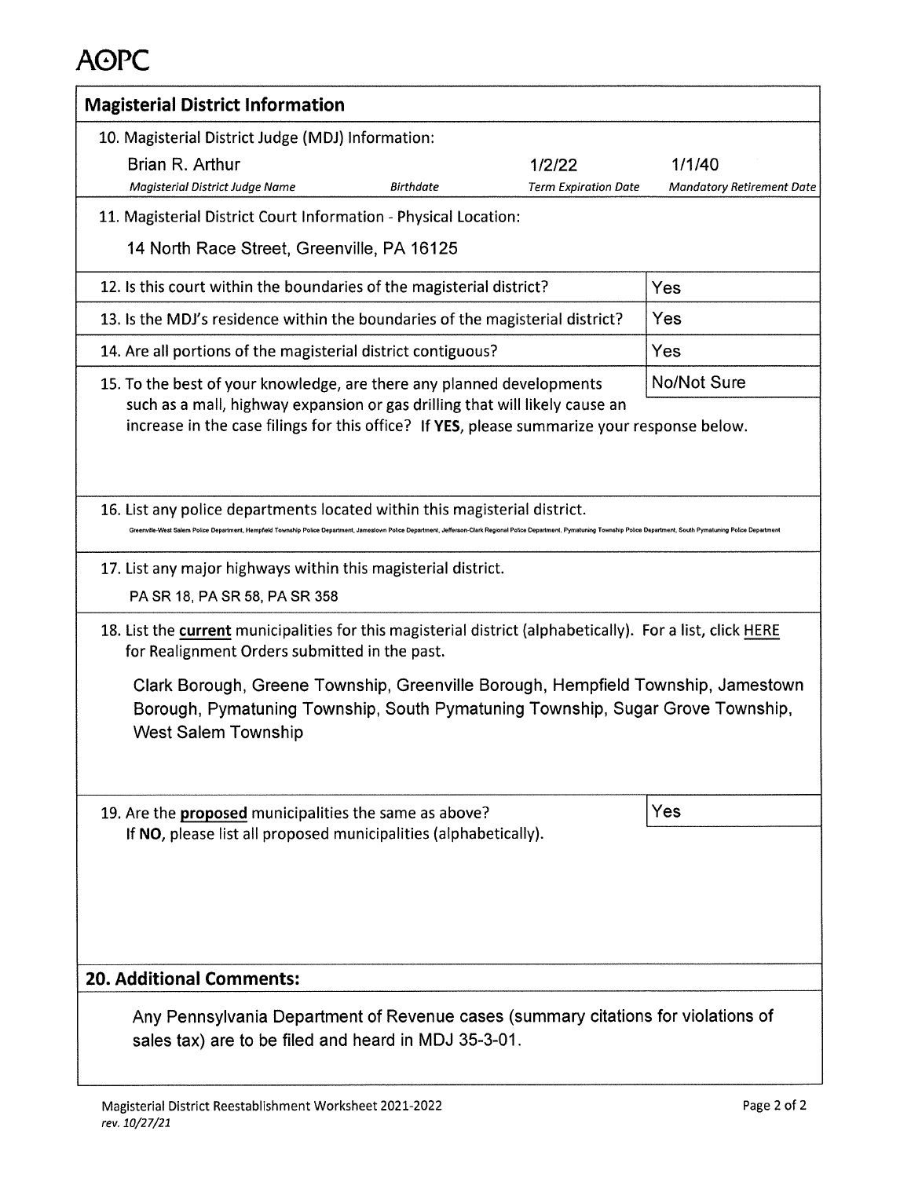AOPC

## Magisterial District Information

10. Magisterial District Judge (MDJ) Information:

| Magisterial District Judge Name | Birthdate | Term Expiration Date | Mandatory Retirement Date |
|---|---|---|---|
| Brian R. Arthur | | 1/2/22 | 1/1/40 |

11. Magisterial District Court Information - Physical Location:

14 North Race Street, Greenville, PA 16125

| | |
|---|---|
| 12. Is this court within the boundaries of the magisterial district? | Yes |
| 13. Is the MDJ's residence within the boundaries of the magisterial district? | Yes |
| 14. Are all portions of the magisterial district contiguous? | Yes |
| 15. To the best of your knowledge, are there any planned developments such as a mall, highway expansion or gas drilling that will likely cause an increase in the case filings for this office? If **YES**, please summarize your response below. | No/Not Sure |

16. List any police departments located within this magisterial district.

Greenville-West Salem Police Department, Hempfield Township Police Department, Jamestown Police Department, Jefferson-Clark Regional Police Department, Pymatuning Township Police Department, South Pymatuning Police Department

17. List any major highways within this magisterial district.

PA SR 18, PA SR 58, PA SR 358

18. List the **current** municipalities for this magisterial district (alphabetically). For a list, click HERE for Realignment Orders submitted in the past.

Clark Borough, Greene Township, Greenville Borough, Hempfield Township, Jamestown Borough, Pymatuning Township, South Pymatuning Township, Sugar Grove Township, West Salem Township

19. Are the **proposed** municipalities the same as above? **Yes**
If **NO**, please list all proposed municipalities (alphabetically).

## 20. Additional Comments:

Any Pennsylvania Department of Revenue cases (summary citations for violations of sales tax) are to be filed and heard in MDJ 35-3-01.

Magisterial District Reestablishment Worksheet 2021-2022
*rev. 10/27/21*